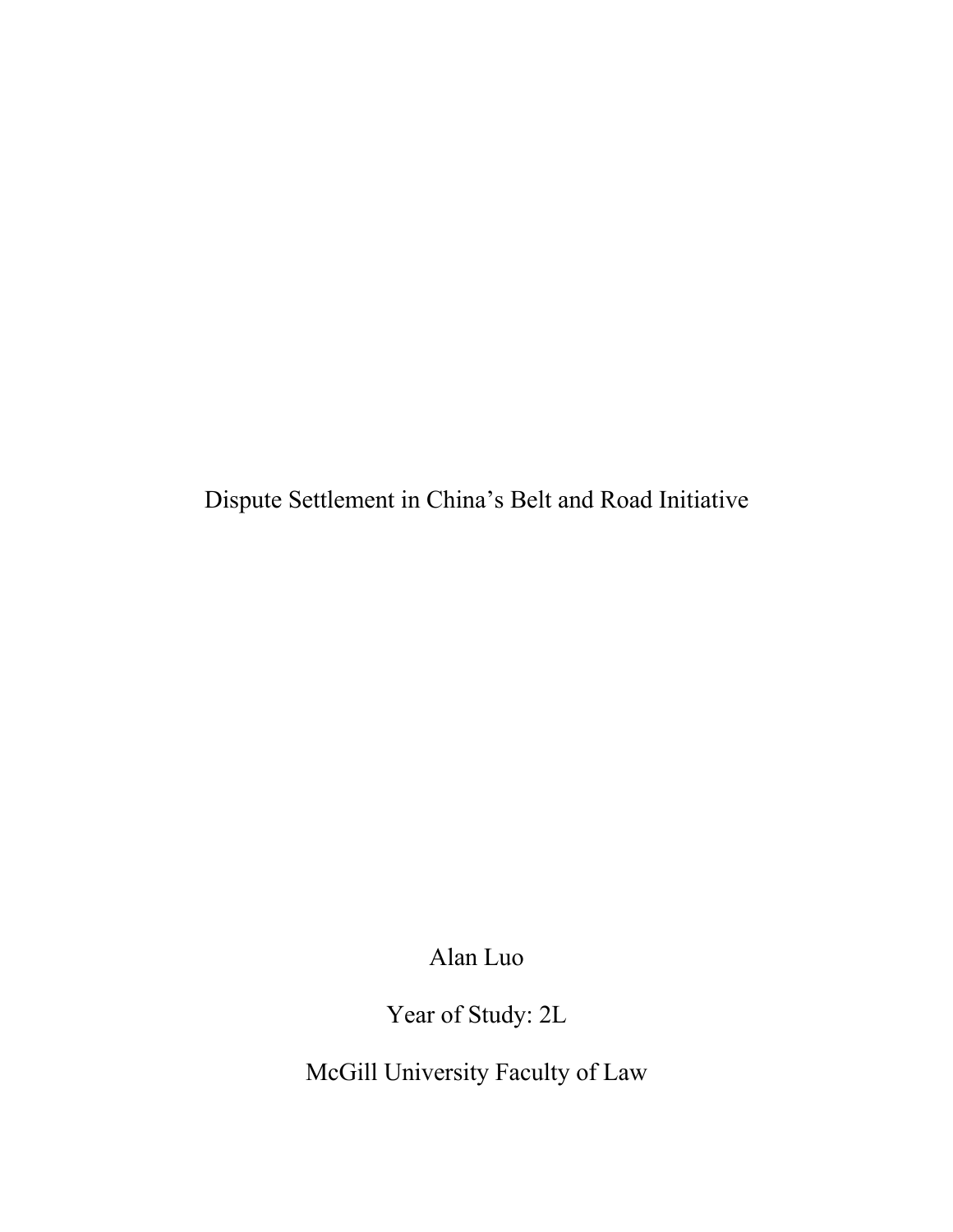# Dispute Settlement in China's Belt and Road Initiative

Alan Luo

Year of Study: 2L

McGill University Faculty of Law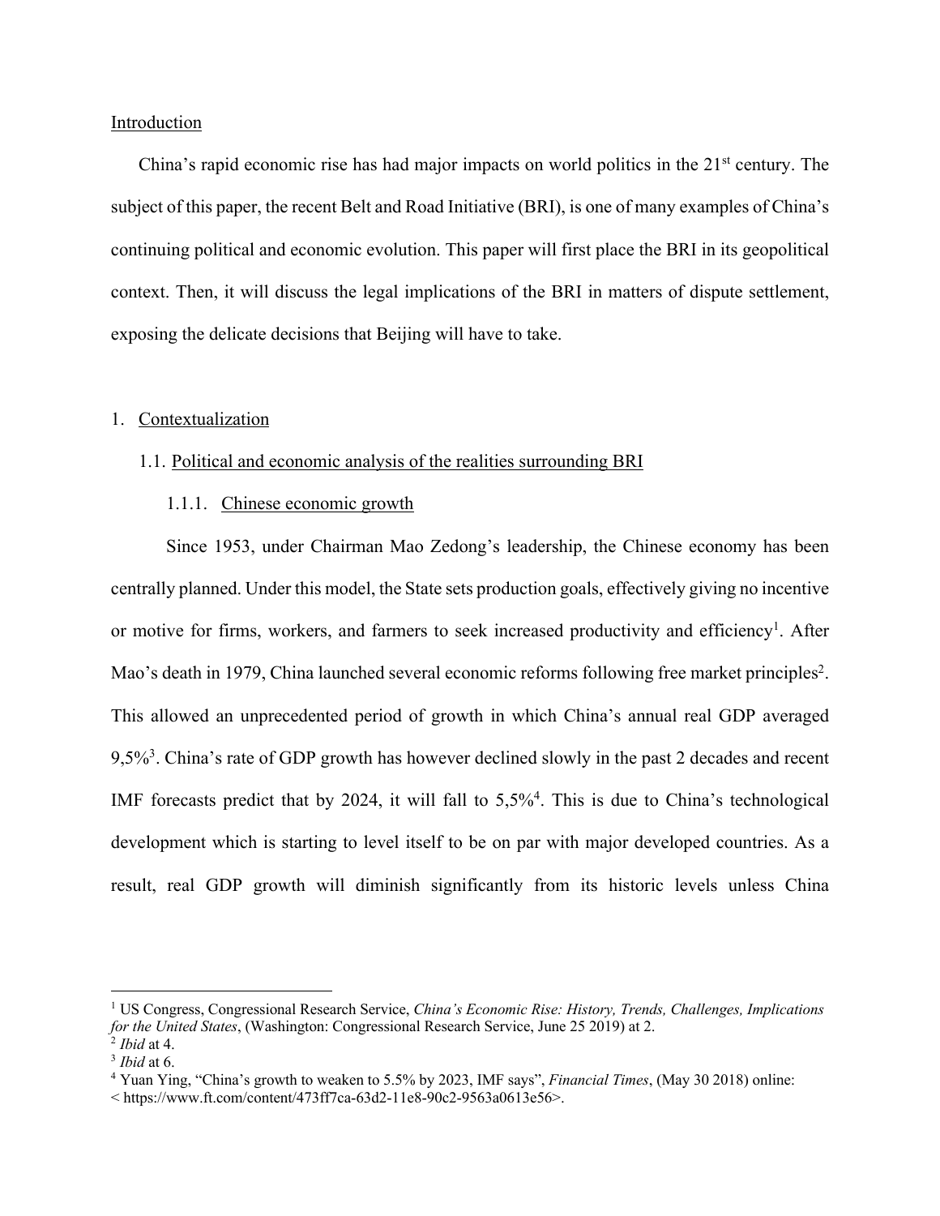## Introduction

China's rapid economic rise has had major impacts on world politics in the 21st century. The subject of this paper, the recent Belt and Road Initiative (BRI), is one of many examples of China's continuing political and economic evolution. This paper will first place the BRI in its geopolitical context. Then, it will discuss the legal implications of the BRI in matters of dispute settlement, exposing the delicate decisions that Beijing will have to take.

## 1. Contextualization

### 1.1. Political and economic analysis of the realities surrounding BRI

#### 1.1.1. Chinese economic growth

Since 1953, under Chairman Mao Zedong's leadership, the Chinese economy has been centrally planned. Under this model, the State sets production goals, effectively giving no incentive or motive for firms, workers, and farmers to seek increased productivity and efficiency[1]. After Mao's death in 1979, China launched several economic reforms following free market principles[2]. This allowed an unprecedented period of growth in which China's annual real GDP averaged 9,5%[3]. China's rate of GDP growth has however declined slowly in the past 2 decades and recent IMF forecasts predict that by 2024, it will fall to 5,5%[4]. This is due to China's technological development which is starting to level itself to be on par with major developed countries. As a result, real GDP growth will diminish significantly from its historic levels unless China

---

[1] US Congress, Congressional Research Service, *China's Economic Rise: History, Trends, Challenges, Implications for the United States*, (Washington: Congressional Research Service, June 25 2019) at 2.

[2] *Ibid* at 4.

[3] *Ibid* at 6.

[4] Yuan Ying, "China's growth to weaken to 5.5% by 2023, IMF says", *Financial Times*, (May 30 2018) online: < https://www.ft.com/content/473ff7ca-63d2-11e8-90c2-9563a0613e56>.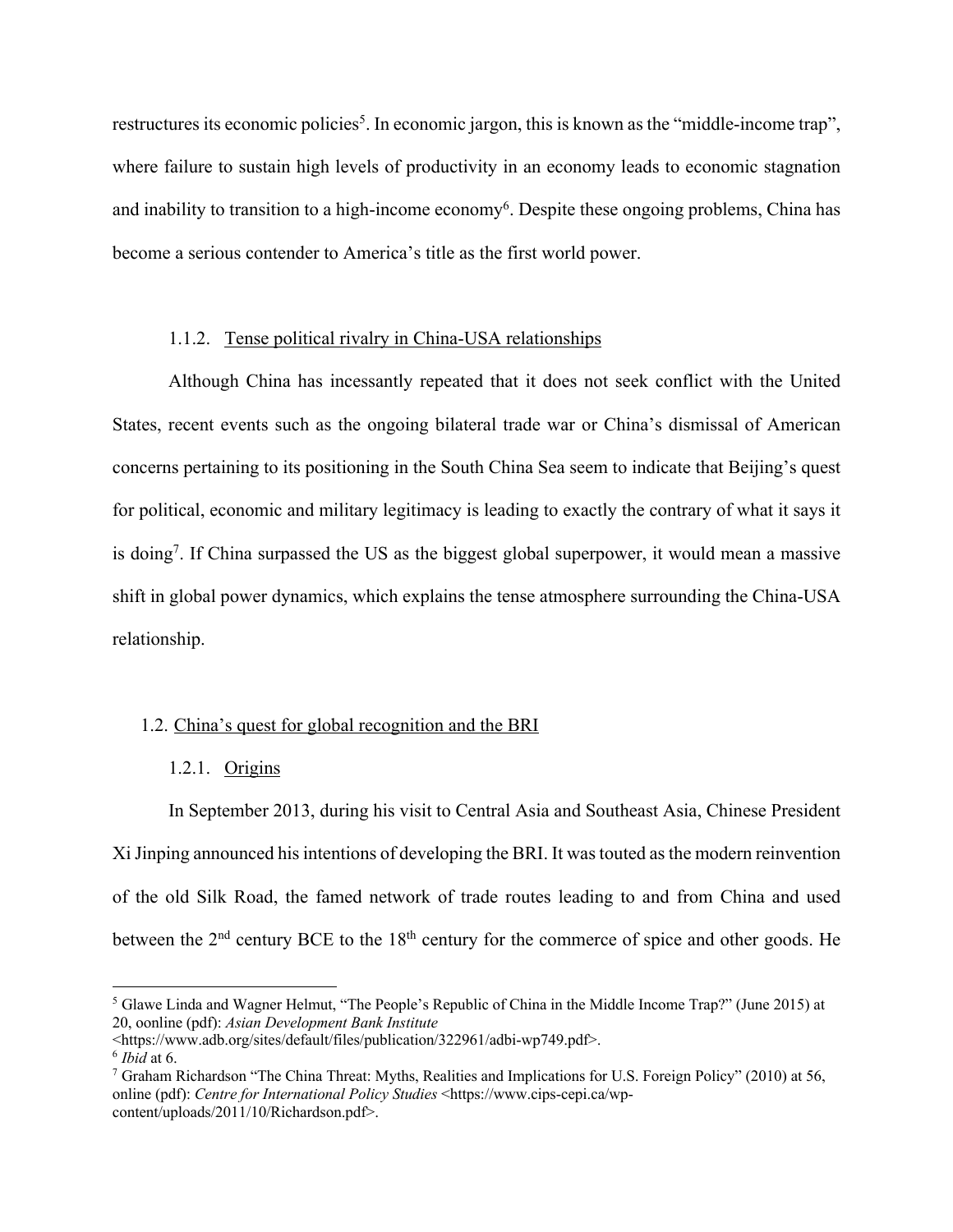restructures its economic policies[5]. In economic jargon, this is known as the "middle-income trap", where failure to sustain high levels of productivity in an economy leads to economic stagnation and inability to transition to a high-income economy[6]. Despite these ongoing problems, China has become a serious contender to America's title as the first world power.

#### 1.1.2. <u>Tense political rivalry in China-USA relationships</u>

Although China has incessantly repeated that it does not seek conflict with the United States, recent events such as the ongoing bilateral trade war or China's dismissal of American concerns pertaining to its positioning in the South China Sea seem to indicate that Beijing's quest for political, economic and military legitimacy is leading to exactly the contrary of what it says it is doing[7]. If China surpassed the US as the biggest global superpower, it would mean a massive shift in global power dynamics, which explains the tense atmosphere surrounding the China-USA relationship.

### 1.2. <u>China's quest for global recognition and the BRI</u>

#### 1.2.1. <u>Origins</u>

In September 2013, during his visit to Central Asia and Southeast Asia, Chinese President Xi Jinping announced his intentions of developing the BRI. It was touted as the modern reinvention of the old Silk Road, the famed network of trade routes leading to and from China and used between the 2nd century BCE to the 18th century for the commerce of spice and other goods. He

---

[5] Glawe Linda and Wagner Helmut, "The People's Republic of China in the Middle Income Trap?" (June 2015) at 20, oonline (pdf): *Asian Development Bank Institute* <https://www.adb.org/sites/default/files/publication/322961/adbi-wp749.pdf>.

[6] *Ibid* at 6.

[7] Graham Richardson "The China Threat: Myths, Realities and Implications for U.S. Foreign Policy" (2010) at 56, online (pdf): *Centre for International Policy Studies* <https://www.cips-cepi.ca/wp-content/uploads/2011/10/Richardson.pdf>.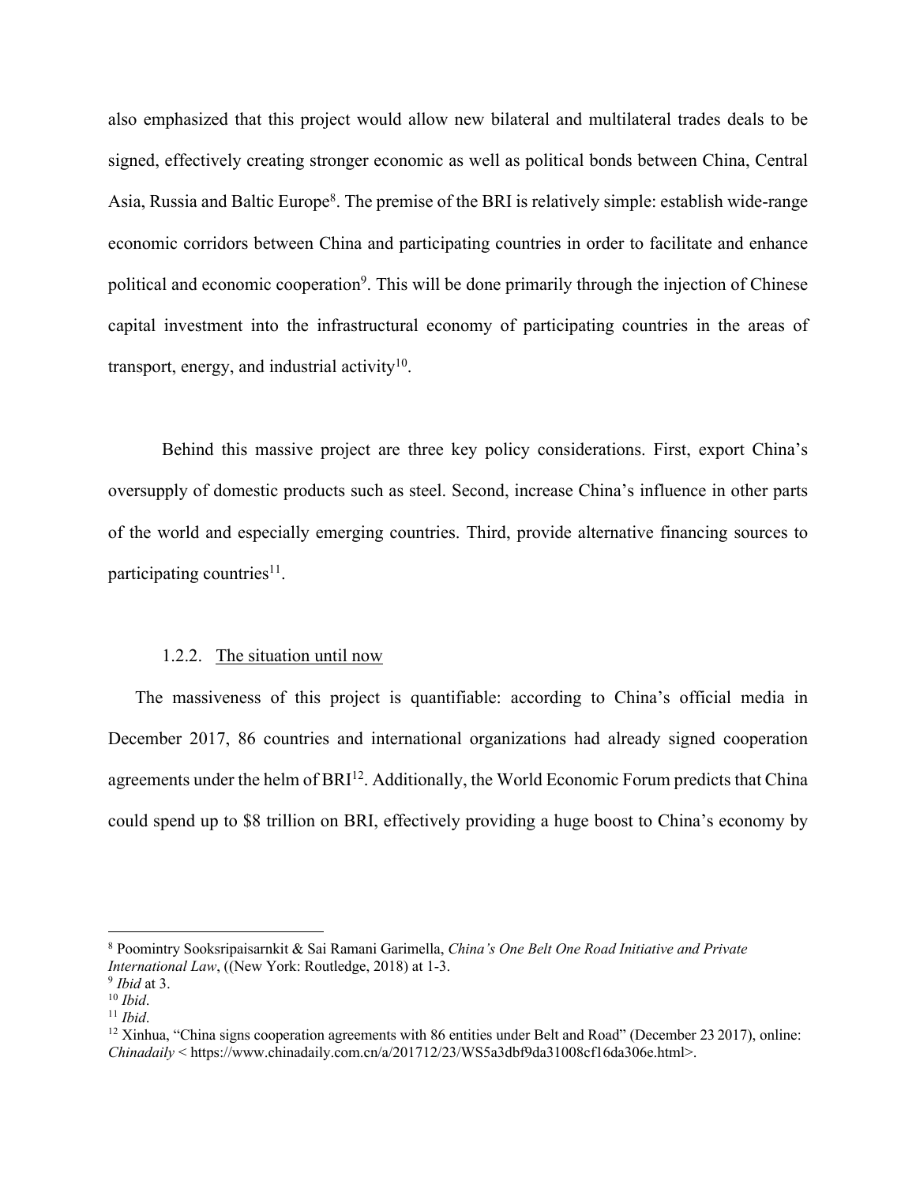also emphasized that this project would allow new bilateral and multilateral trades deals to be signed, effectively creating stronger economic as well as political bonds between China, Central Asia, Russia and Baltic Europe[8]. The premise of the BRI is relatively simple: establish wide-range economic corridors between China and participating countries in order to facilitate and enhance political and economic cooperation[9]. This will be done primarily through the injection of Chinese capital investment into the infrastructural economy of participating countries in the areas of transport, energy, and industrial activity[10].

Behind this massive project are three key policy considerations. First, export China's oversupply of domestic products such as steel. Second, increase China's influence in other parts of the world and especially emerging countries. Third, provide alternative financing sources to participating countries[11].

### 1.2.2. The situation until now

The massiveness of this project is quantifiable: according to China's official media in December 2017, 86 countries and international organizations had already signed cooperation agreements under the helm of BRI[12]. Additionally, the World Economic Forum predicts that China could spend up to $8 trillion on BRI, effectively providing a huge boost to China's economy by

---

[8] Poomintry Sooksripaisarnkit & Sai Ramani Garimella, *China's One Belt One Road Initiative and Private International Law*, ((New York: Routledge, 2018) at 1-3.

[9] *Ibid* at 3.

[10] *Ibid*.

[11] *Ibid*.

[12] Xinhua, "China signs cooperation agreements with 86 entities under Belt and Road" (December 23 2017), online: *Chinadaily* < https://www.chinadaily.com.cn/a/201712/23/WS5a3dbf9da31008cf16da306e.html>.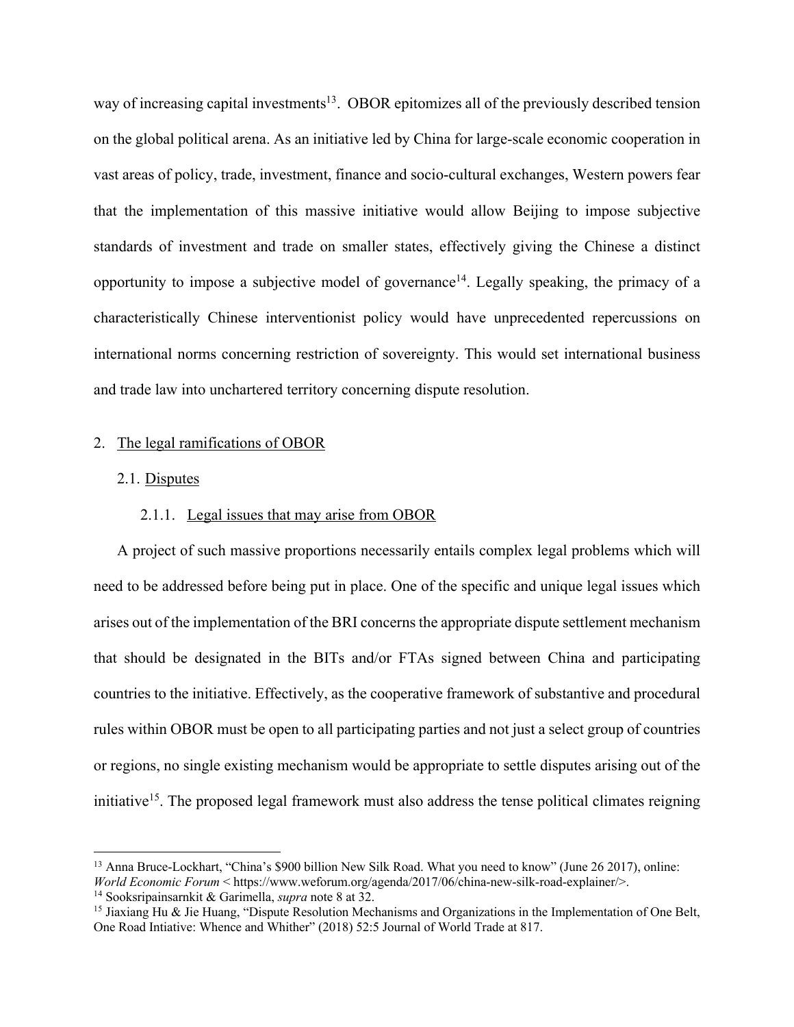way of increasing capital investments[13]. OBOR epitomizes all of the previously described tension on the global political arena. As an initiative led by China for large-scale economic cooperation in vast areas of policy, trade, investment, finance and socio-cultural exchanges, Western powers fear that the implementation of this massive initiative would allow Beijing to impose subjective standards of investment and trade on smaller states, effectively giving the Chinese a distinct opportunity to impose a subjective model of governance[14]. Legally speaking, the primacy of a characteristically Chinese interventionist policy would have unprecedented repercussions on international norms concerning restriction of sovereignty. This would set international business and trade law into unchartered territory concerning dispute resolution.

## 2. The legal ramifications of OBOR

### 2.1. Disputes

#### 2.1.1. Legal issues that may arise from OBOR

A project of such massive proportions necessarily entails complex legal problems which will need to be addressed before being put in place. One of the specific and unique legal issues which arises out of the implementation of the BRI concerns the appropriate dispute settlement mechanism that should be designated in the BITs and/or FTAs signed between China and participating countries to the initiative. Effectively, as the cooperative framework of substantive and procedural rules within OBOR must be open to all participating parties and not just a select group of countries or regions, no single existing mechanism would be appropriate to settle disputes arising out of the initiative[15]. The proposed legal framework must also address the tense political climates reigning

---

[13] Anna Bruce-Lockhart, "China's $900 billion New Silk Road. What you need to know" (June 26 2017), online: *World Economic Forum* < https://www.weforum.org/agenda/2017/06/china-new-silk-road-explainer/>.

[14] Sooksripainsarnkit & Garimella, *supra* note 8 at 32.

[15] Jiaxiang Hu & Jie Huang, "Dispute Resolution Mechanisms and Organizations in the Implementation of One Belt, One Road Intiative: Whence and Whither" (2018) 52:5 Journal of World Trade at 817.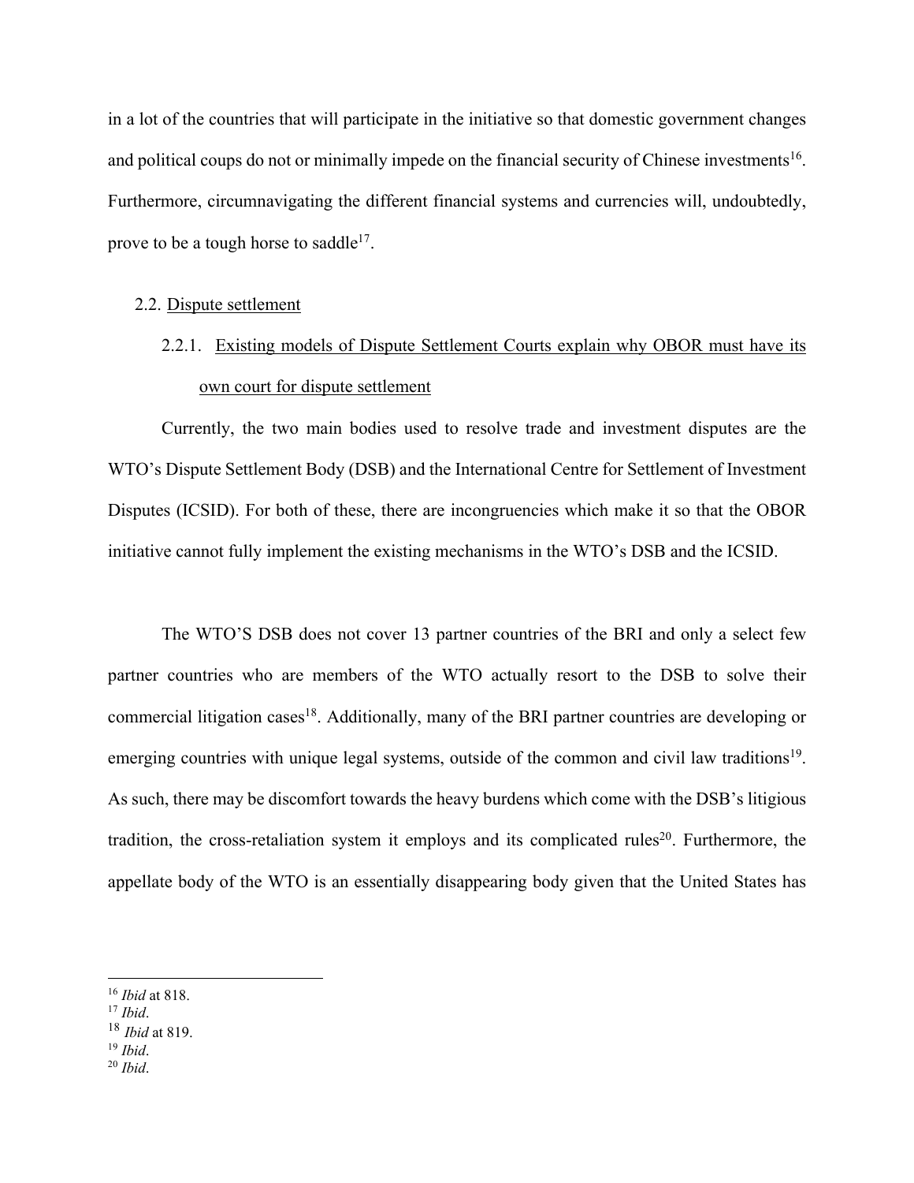in a lot of the countries that will participate in the initiative so that domestic government changes and political coups do not or minimally impede on the financial security of Chinese investments[16]. Furthermore, circumnavigating the different financial systems and currencies will, undoubtedly, prove to be a tough horse to saddle[17].

## 2.2. Dispute settlement

### 2.2.1. Existing models of Dispute Settlement Courts explain why OBOR must have its own court for dispute settlement

Currently, the two main bodies used to resolve trade and investment disputes are the WTO's Dispute Settlement Body (DSB) and the International Centre for Settlement of Investment Disputes (ICSID). For both of these, there are incongruencies which make it so that the OBOR initiative cannot fully implement the existing mechanisms in the WTO's DSB and the ICSID.

The WTO'S DSB does not cover 13 partner countries of the BRI and only a select few partner countries who are members of the WTO actually resort to the DSB to solve their commercial litigation cases[18]. Additionally, many of the BRI partner countries are developing or emerging countries with unique legal systems, outside of the common and civil law traditions[19]. As such, there may be discomfort towards the heavy burdens which come with the DSB's litigious tradition, the cross-retaliation system it employs and its complicated rules[20]. Furthermore, the appellate body of the WTO is an essentially disappearing body given that the United States has

---

[16] *Ibid* at 818.
[17] *Ibid*.
[18] *Ibid* at 819.
[19] *Ibid*.
[20] *Ibid*.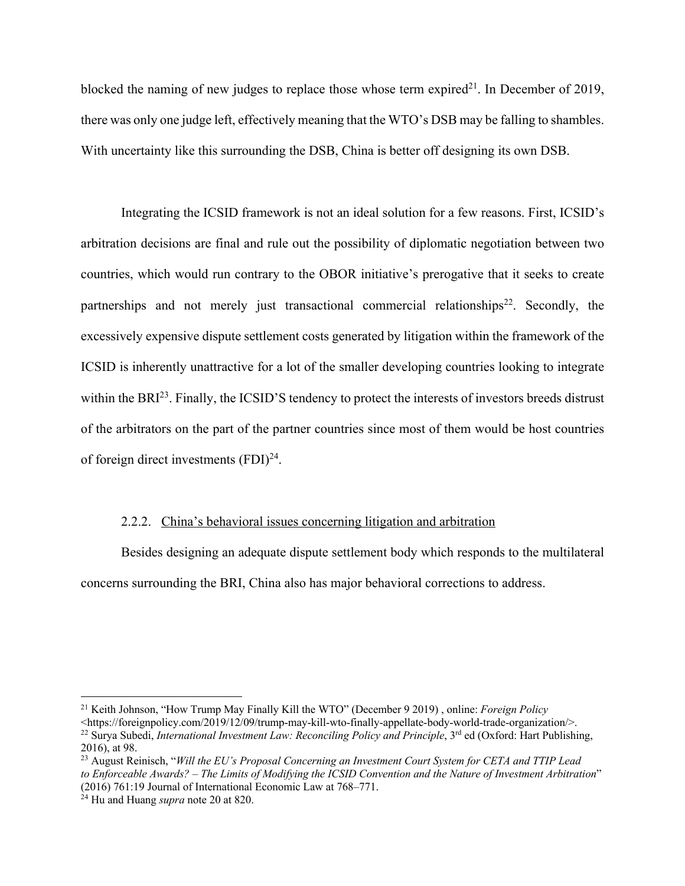blocked the naming of new judges to replace those whose term expired[21]. In December of 2019, there was only one judge left, effectively meaning that the WTO's DSB may be falling to shambles. With uncertainty like this surrounding the DSB, China is better off designing its own DSB.

Integrating the ICSID framework is not an ideal solution for a few reasons. First, ICSID's arbitration decisions are final and rule out the possibility of diplomatic negotiation between two countries, which would run contrary to the OBOR initiative's prerogative that it seeks to create partnerships and not merely just transactional commercial relationships[22]. Secondly, the excessively expensive dispute settlement costs generated by litigation within the framework of the ICSID is inherently unattractive for a lot of the smaller developing countries looking to integrate within the BRI[23]. Finally, the ICSID'S tendency to protect the interests of investors breeds distrust of the arbitrators on the part of the partner countries since most of them would be host countries of foreign direct investments (FDI)[24].

#### 2.2.2. <u>China's behavioral issues concerning litigation and arbitration</u>

Besides designing an adequate dispute settlement body which responds to the multilateral concerns surrounding the BRI, China also has major behavioral corrections to address.

---

[21] Keith Johnson, "How Trump May Finally Kill the WTO" (December 9 2019) , online: *Foreign Policy* <https://foreignpolicy.com/2019/12/09/trump-may-kill-wto-finally-appellate-body-world-trade-organization/>.

[22] Surya Subedi, *International Investment Law: Reconciling Policy and Principle*, 3rd ed (Oxford: Hart Publishing, 2016), at 98.

[23] August Reinisch, "*Will the EU's Proposal Concerning an Investment Court System for CETA and TTIP Lead to Enforceable Awards? – The Limits of Modifying the ICSID Convention and the Nature of Investment Arbitration*" (2016) 761:19 Journal of International Economic Law at 768–771.

[24] Hu and Huang *supra* note 20 at 820.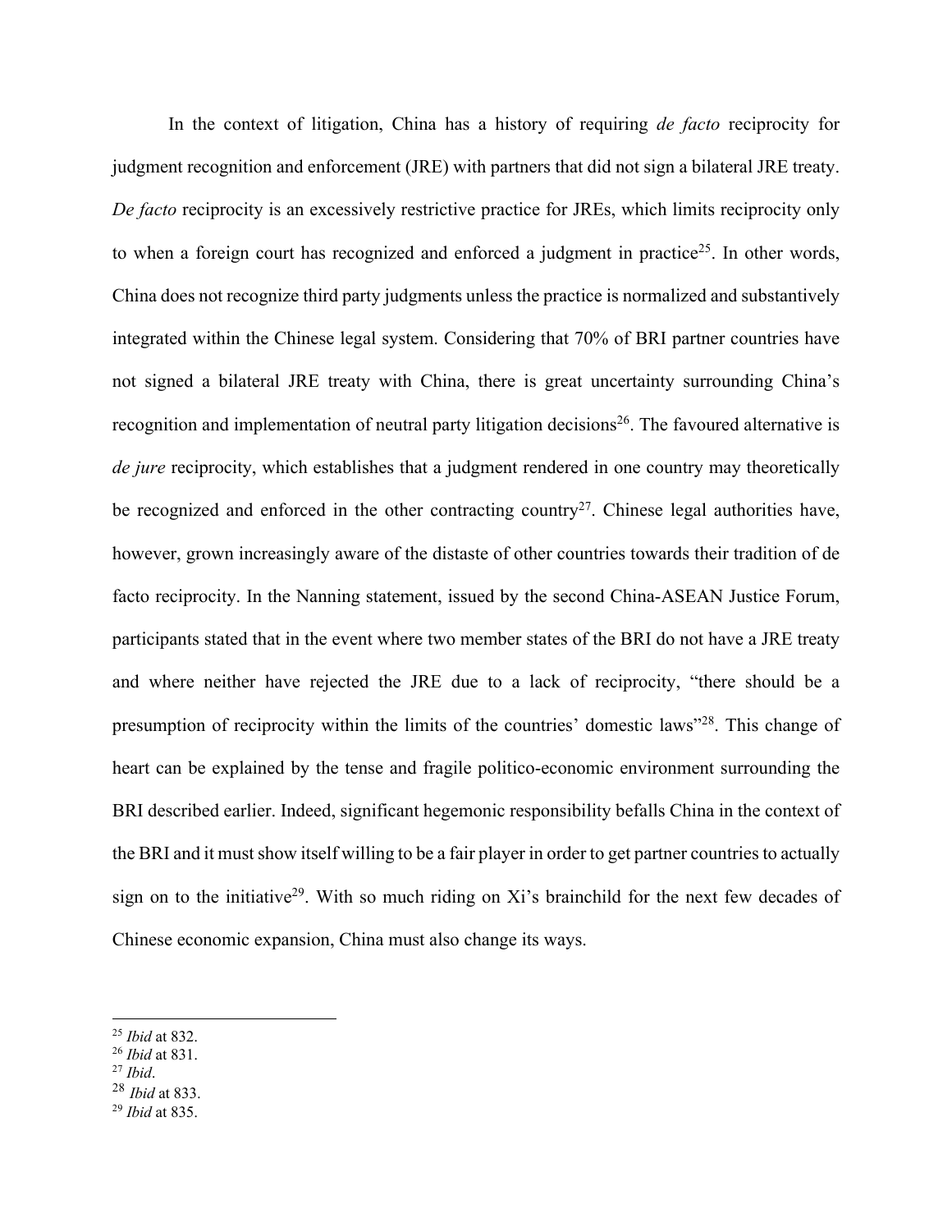In the context of litigation, China has a history of requiring *de facto* reciprocity for judgment recognition and enforcement (JRE) with partners that did not sign a bilateral JRE treaty. *De facto* reciprocity is an excessively restrictive practice for JREs, which limits reciprocity only to when a foreign court has recognized and enforced a judgment in practice[25]. In other words, China does not recognize third party judgments unless the practice is normalized and substantively integrated within the Chinese legal system. Considering that 70% of BRI partner countries have not signed a bilateral JRE treaty with China, there is great uncertainty surrounding China's recognition and implementation of neutral party litigation decisions[26]. The favoured alternative is *de jure* reciprocity, which establishes that a judgment rendered in one country may theoretically be recognized and enforced in the other contracting country[27]. Chinese legal authorities have, however, grown increasingly aware of the distaste of other countries towards their tradition of de facto reciprocity. In the Nanning statement, issued by the second China-ASEAN Justice Forum, participants stated that in the event where two member states of the BRI do not have a JRE treaty and where neither have rejected the JRE due to a lack of reciprocity, "there should be a presumption of reciprocity within the limits of the countries' domestic laws"[28]. This change of heart can be explained by the tense and fragile politico-economic environment surrounding the BRI described earlier. Indeed, significant hegemonic responsibility befalls China in the context of the BRI and it must show itself willing to be a fair player in order to get partner countries to actually sign on to the initiative[29]. With so much riding on Xi's brainchild for the next few decades of Chinese economic expansion, China must also change its ways.

---

[25] *Ibid* at 832.
[26] *Ibid* at 831.
[27] *Ibid*.
[28] *Ibid* at 833.
[29] *Ibid* at 835.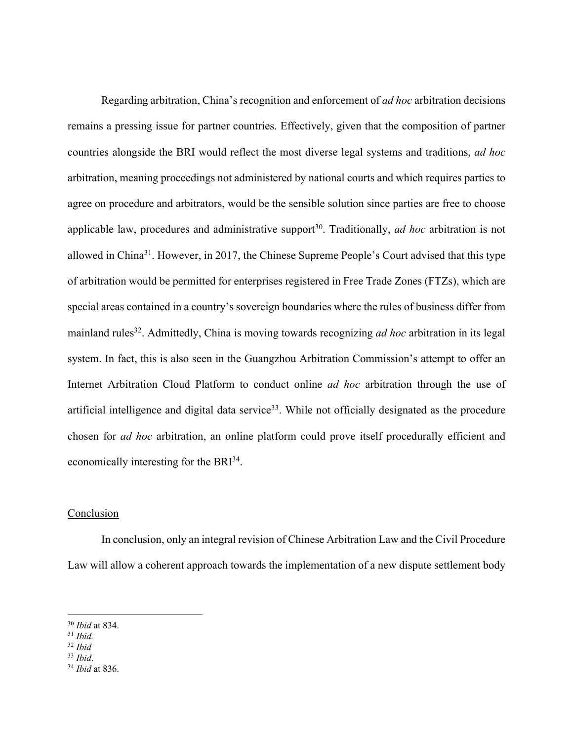Regarding arbitration, China's recognition and enforcement of *ad hoc* arbitration decisions remains a pressing issue for partner countries. Effectively, given that the composition of partner countries alongside the BRI would reflect the most diverse legal systems and traditions, *ad hoc* arbitration, meaning proceedings not administered by national courts and which requires parties to agree on procedure and arbitrators, would be the sensible solution since parties are free to choose applicable law, procedures and administrative support[30]. Traditionally, *ad hoc* arbitration is not allowed in China[31]. However, in 2017, the Chinese Supreme People's Court advised that this type of arbitration would be permitted for enterprises registered in Free Trade Zones (FTZs), which are special areas contained in a country's sovereign boundaries where the rules of business differ from mainland rules[32]. Admittedly, China is moving towards recognizing *ad hoc* arbitration in its legal system. In fact, this is also seen in the Guangzhou Arbitration Commission's attempt to offer an Internet Arbitration Cloud Platform to conduct online *ad hoc* arbitration through the use of artificial intelligence and digital data service[33]. While not officially designated as the procedure chosen for *ad hoc* arbitration, an online platform could prove itself procedurally efficient and economically interesting for the BRI[34].

## Conclusion

In conclusion, only an integral revision of Chinese Arbitration Law and the Civil Procedure Law will allow a coherent approach towards the implementation of a new dispute settlement body

---

[30] *Ibid* at 834.
[31] *Ibid.*
[32] *Ibid*
[33] *Ibid*.
[34] *Ibid* at 836.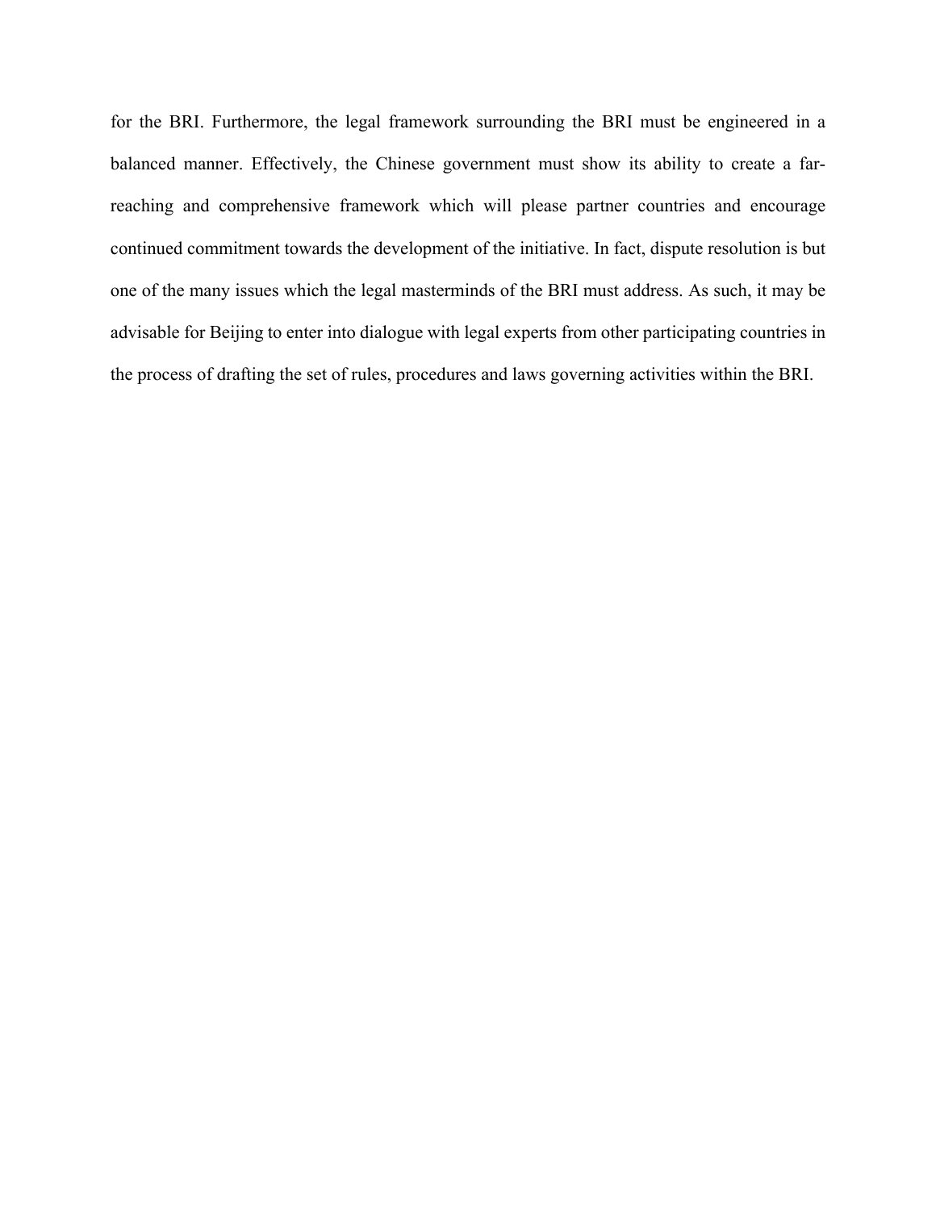for the BRI. Furthermore, the legal framework surrounding the BRI must be engineered in a balanced manner. Effectively, the Chinese government must show its ability to create a far-reaching and comprehensive framework which will please partner countries and encourage continued commitment towards the development of the initiative. In fact, dispute resolution is but one of the many issues which the legal masterminds of the BRI must address. As such, it may be advisable for Beijing to enter into dialogue with legal experts from other participating countries in the process of drafting the set of rules, procedures and laws governing activities within the BRI.